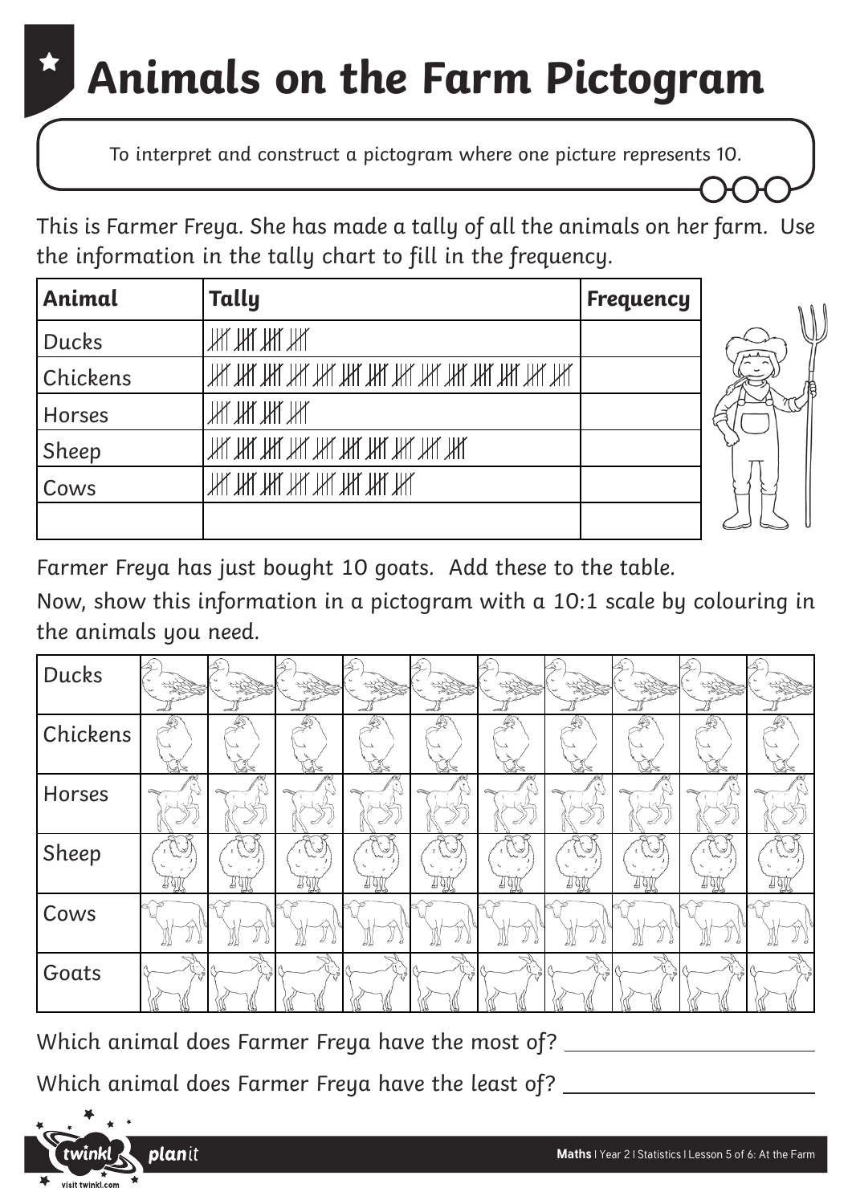# Animals on the Farm Pictogram

To interpret and construct a pictogram where one picture represents 10.

This is Farmer Freya. She has made a tally of all the animals on her farm. Use the information in the tally chart to fill in the frequency.

| Animal | Tally | Frequency |
|---|---|---|
| Ducks | 卌 卌 卌 卌 | |
| Chickens | 卌 卌 卌 卌 卌 卌 卌 卌 卌 卌 卌 卌 卌 卌 | |
| Horses | 卌 卌 卌 卌 | |
| Sheep | 卌 卌 卌 卌 卌 卌 卌 卌 卌 卌 | |
| Cows | 卌 卌 卌 卌 卌 卌 卌 卌 | |
| | | |

Farmer Freya has just bought 10 goats. Add these to the table.

Now, show this information in a pictogram with a 10:1 scale by colouring in the animals you need.

| | | | | | | | | | | |
|---|---|---|---|---|---|---|---|---|---|---|
| Ducks | | | | | | | | | | |
| Chickens | | | | | | | | | | |
| Horses | | | | | | | | | | |
| Sheep | | | | | | | | | | |
| Cows | | | | | | | | | | |
| Goats | | | | | | | | | | |

Which animal does Farmer Freya have the most of? \_\_\_\_\_\_\_\_\_\_\_\_\_\_\_\_\_\_\_\_

Which animal does Farmer Freya have the least of? \_\_\_\_\_\_\_\_\_\_\_\_\_\_\_\_\_\_\_\_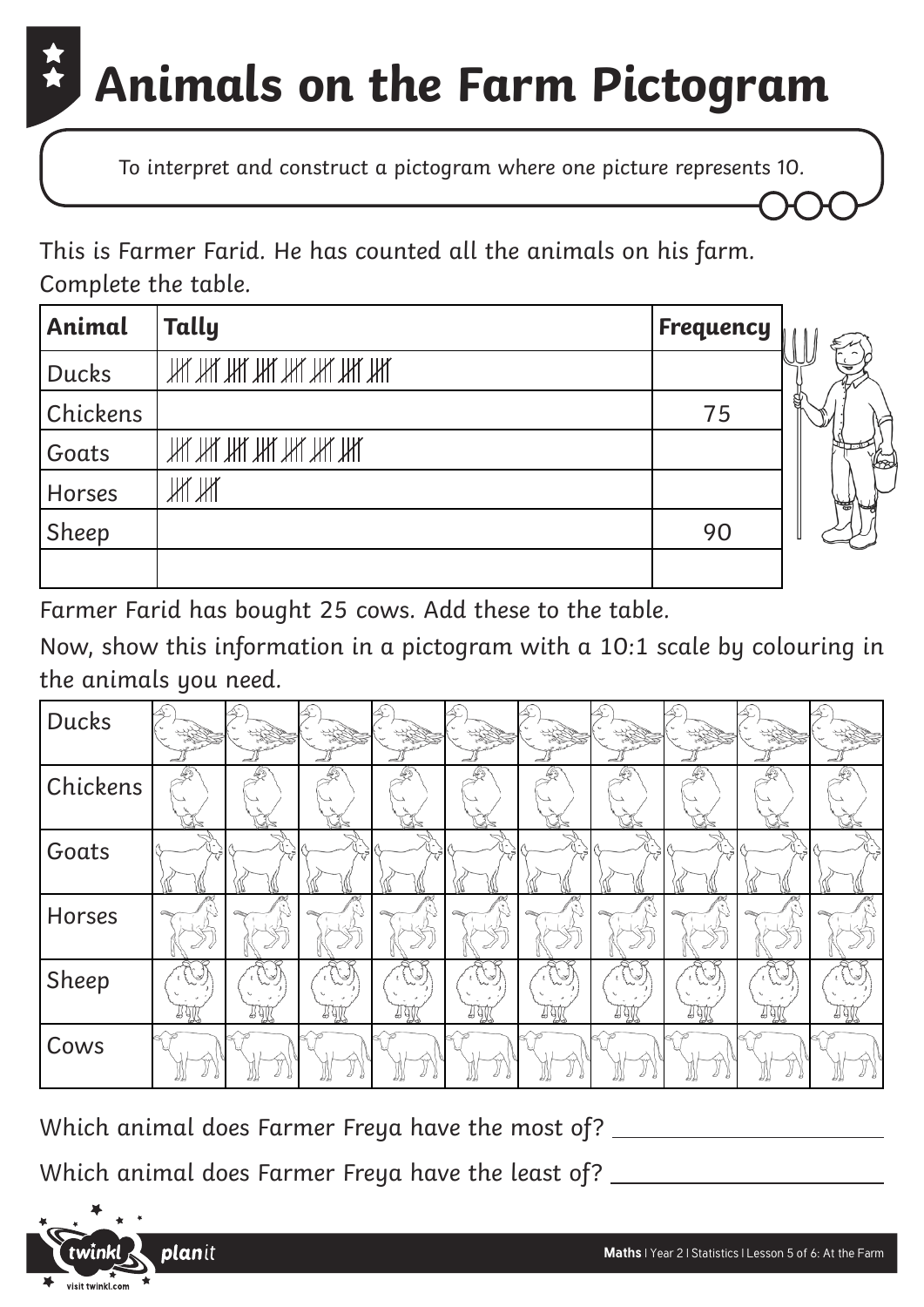# Animals on the Farm Pictogram

To interpret and construct a pictogram where one picture represents 10.

This is Farmer Farid. He has counted all the animals on his farm.
Complete the table.

| Animal | Tally | Frequency |
|---|---|---|
| Ducks | 𝍸 𝍸 𝍸 𝍸 𝍸 𝍸 𝍸 𝍸 | |
| Chickens | | 75 |
| Goats | 𝍸 𝍸 𝍸 𝍸 𝍸 𝍸 𝍸 | |
| Horses | 𝍸 𝍸 | |
| Sheep | | 90 |
| | | |

Farmer Farid has bought 25 cows. Add these to the table.

Now, show this information in a pictogram with a 10:1 scale by colouring in the animals you need.

| | | | | | | | | | | |
|---|---|---|---|---|---|---|---|---|---|---|
| Ducks | | | | | | | | | | |
| Chickens | | | | | | | | | | |
| Goats | | | | | | | | | | |
| Horses | | | | | | | | | | |
| Sheep | | | | | | | | | | |
| Cows | | | | | | | | | | |

Which animal does Farmer Freya have the most of? ______________________

Which animal does Farmer Freya have the least of? ______________________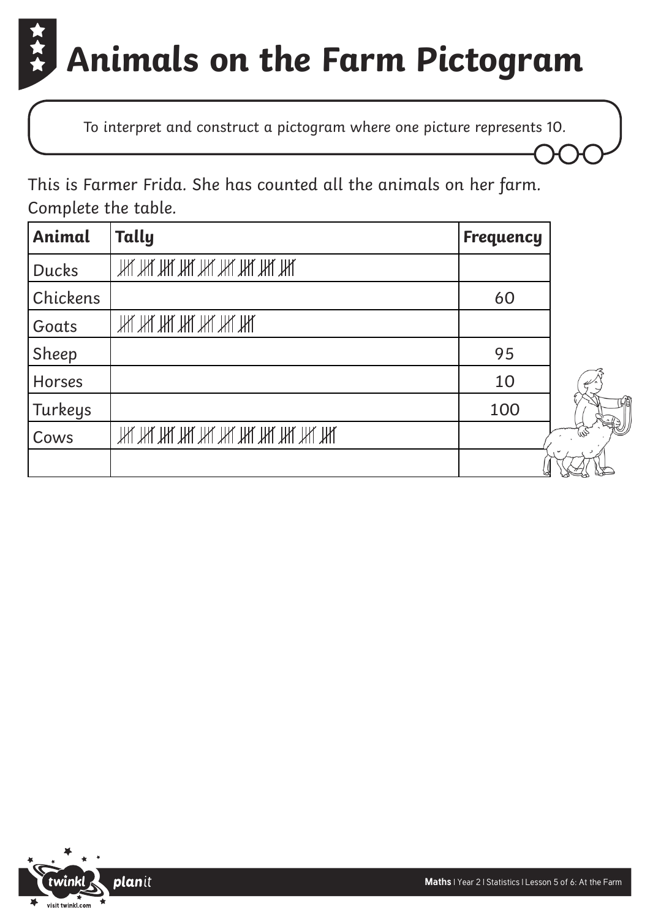# Animals on the Farm Pictogram

To interpret and construct a pictogram where one picture represents 10.

This is Farmer Frida. She has counted all the animals on her farm. Complete the table.

| Animal | Tally | Frequency |
|---|---|---|
| Ducks | 卌 卌 卌 卌 卌 卌 卌 卌 卌 | |
| Chickens | | 60 |
| Goats | 卌 卌 卌 卌 卌 卌 卌 | |
| Sheep | | 95 |
| Horses | | 10 |
| Turkeys | | 100 |
| Cows | 卌 卌 卌 卌 卌 卌 卌 卌 卌 卌 卌 | |
| | | |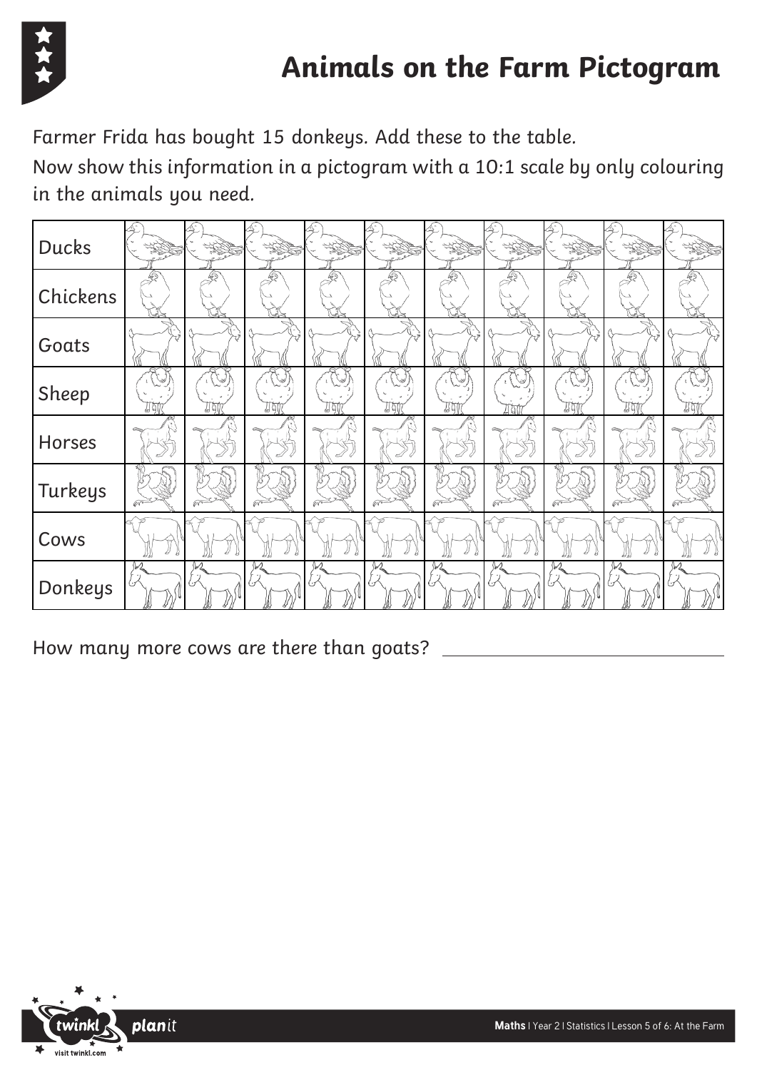# Animals on the Farm Pictogram

Farmer Frida has bought 15 donkeys. Add these to the table.

Now show this information in a pictogram with a 10:1 scale by only colouring in the animals you need.

| Ducks | | | | | | | | | | |
|---|---|---|---|---|---|---|---|---|---|---|
| Chickens | | | | | | | | | | |
| Goats | | | | | | | | | | |
| Sheep | | | | | | | | | | |
| Horses | | | | | | | | | | |
| Turkeys | | | | | | | | | | |
| Cows | | | | | | | | | | |
| Donkeys | | | | | | | | | | |

How many more cows are there than goats? ____________________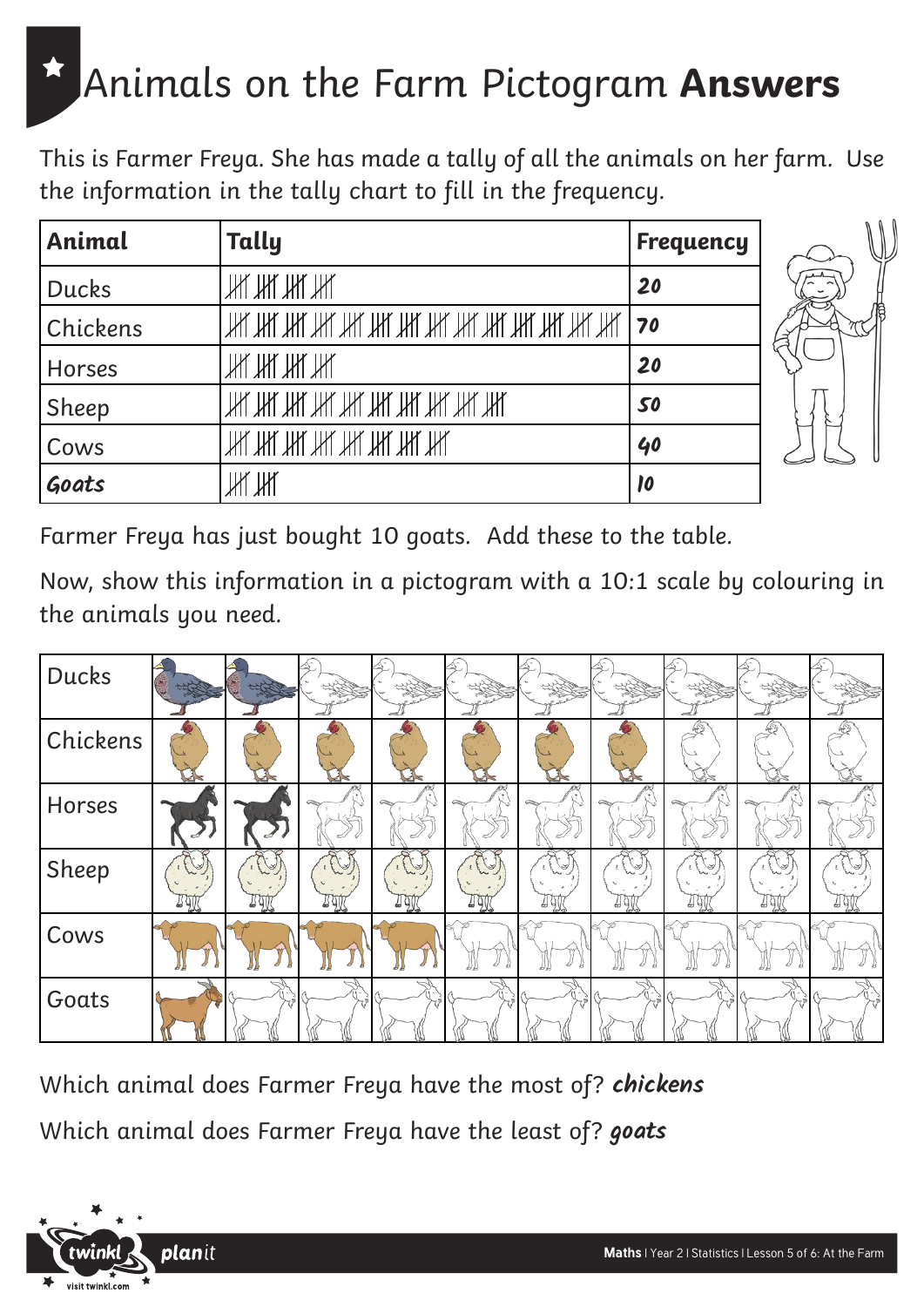# Animals on the Farm Pictogram **Answers**

This is Farmer Freya. She has made a tally of all the animals on her farm. Use the information in the tally chart to fill in the frequency.

| **Animal** | **Tally** | **Frequency** |
|---|---|---|
| Ducks | 𝍸 𝍸 𝍸 𝍸 | ***20*** |
| Chickens | 𝍸 𝍸 𝍸 𝍸 𝍸 𝍸 𝍸 𝍸 𝍸 𝍸 𝍸 𝍸 𝍸 𝍸 | ***70*** |
| Horses | 𝍸 𝍸 𝍸 𝍸 | ***20*** |
| Sheep | 𝍸 𝍸 𝍸 𝍸 𝍸 𝍸 𝍸 𝍸 𝍸 𝍸 | ***50*** |
| Cows | 𝍸 𝍸 𝍸 𝍸 𝍸 𝍸 𝍸 𝍸 | ***40*** |
| ***Goats*** | 𝍸 𝍸 | ***10*** |

Farmer Freya has just bought 10 goats. Add these to the table.

Now, show this information in a pictogram with a 10:1 scale by colouring in the animals you need.

| | | | | | | | | | | |
|---|---|---|---|---|---|---|---|---|---|---|
| Ducks | 🟫 | 🟫 | | | | | | | | |
| Chickens | 🟫 | 🟫 | 🟫 | 🟫 | 🟫 | 🟫 | 🟫 | | | |
| Horses | 🟫 | 🟫 | | | | | | | | |
| Sheep | 🟫 | 🟫 | 🟫 | 🟫 | 🟫 | | | | | |
| Cows | 🟫 | 🟫 | 🟫 | 🟫 | | | | | | |
| Goats | 🟫 | | | | | | | | | |

Which animal does Farmer Freya have the most of? ***chickens***

Which animal does Farmer Freya have the least of? ***goats***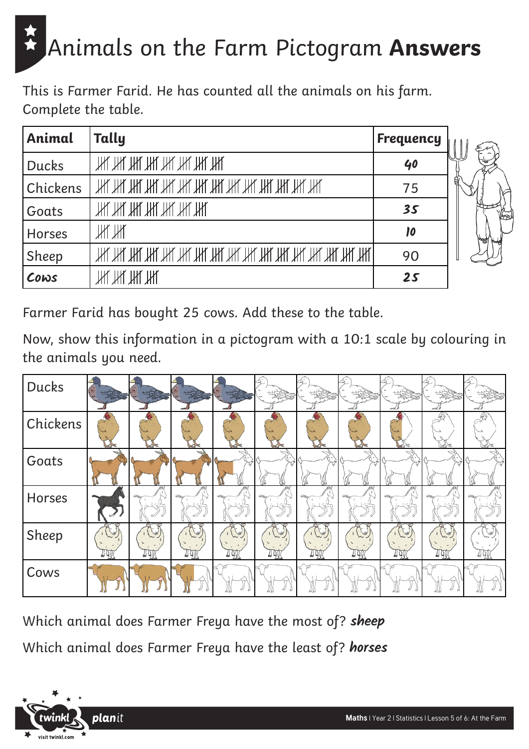# Animals on the Farm Pictogram **Answers**

This is Farmer Farid. He has counted all the animals on his farm. Complete the table.

| Animal | Tally | Frequency |
|---|---|---|
| Ducks | 卌 卌 卌 卌 卌 卌 卌 卌 | ***40*** |
| Chickens | 卌 卌 卌 卌 卌 卌 卌 卌 卌 卌 卌 卌 卌 卌 卌 | 75 |
| Goats | 卌 卌 卌 卌 卌 卌 卌 | ***35*** |
| Horses | 卌 卌 | ***10*** |
| Sheep | 卌 卌 卌 卌 卌 卌 卌 卌 卌 卌 卌 卌 卌 卌 卌 卌 卌 卌 | 90 |
| ***Cows*** | 卌 卌 卌 卌 卌 | ***25*** |

Farmer Farid has bought 25 cows. Add these to the table.

Now, show this information in a pictogram with a 10:1 scale by colouring in the animals you need.

| | | | | | | | | | | |
|---|---|---|---|---|---|---|---|---|---|---|
| Ducks | coloured | coloured | coloured | coloured | | | | | | |
| Chickens | coloured | coloured | coloured | coloured | coloured | coloured | coloured | half coloured | | |
| Goats | coloured | coloured | coloured | half coloured | | | | | | |
| Horses | coloured | | | | | | | | | |
| Sheep | coloured | coloured | coloured | coloured | coloured | coloured | coloured | coloured | coloured | |
| Cows | coloured | coloured | half coloured | | | | | | | |

Which animal does Farmer Freya have the most of? ***sheep***

Which animal does Farmer Freya have the least of? ***horses***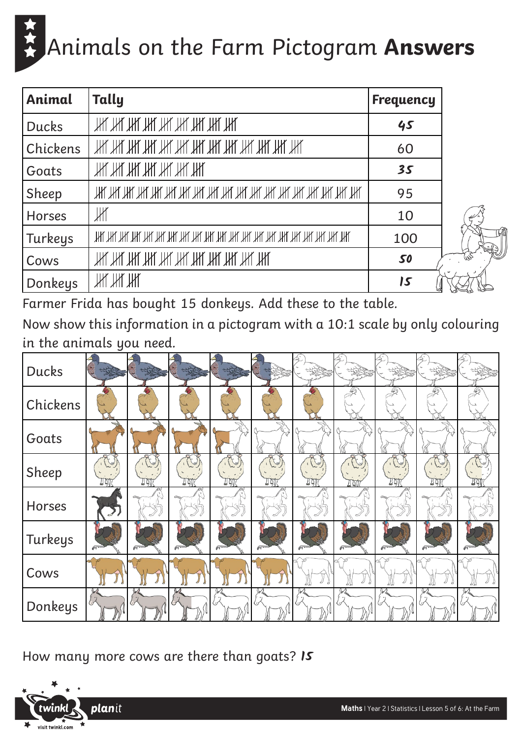# Animals on the Farm Pictogram **Answers**

| **Animal** | **Tally** | **Frequency** |
|---|---|---|
| Ducks | 𝍸 𝍸 𝍸 𝍸 𝍸 𝍸 𝍸 𝍸 𝍸 | ***45*** |
| Chickens | 𝍸 𝍸 𝍸 𝍸 𝍸 𝍸 𝍸 𝍸 𝍸 𝍸 𝍸 𝍸 | 60 |
| Goats | 𝍸 𝍸 𝍸 𝍸 𝍸 𝍸 𝍸 | ***35*** |
| Sheep | 𝍸 𝍸 𝍸 𝍸 𝍸 𝍸 𝍸 𝍸 𝍸 𝍸 𝍸 𝍸 𝍸 𝍸 𝍸 𝍸 𝍸 𝍸 𝍸 | 95 |
| Horses | 𝍸 𝍸 | 10 |
| Turkeys | 𝍸 𝍸 𝍸 𝍸 𝍸 𝍸 𝍸 𝍸 𝍸 𝍸 𝍸 𝍸 𝍸 𝍸 𝍸 𝍸 𝍸 𝍸 𝍸 𝍸 | 100 |
| Cows | 𝍸 𝍸 𝍸 𝍸 𝍸 𝍸 𝍸 𝍸 𝍸 𝍸 | ***50*** |
| Donkeys | 𝍸 𝍸 𝍸 | ***15*** |

Farmer Frida has bought 15 donkeys. Add these to the table.

Now show this information in a pictogram with a 10:1 scale by only colouring in the animals you need.

Ducks

Chickens

Goats

Sheep

Horses

Turkeys

Cows

Donkeys

How many more cows are there than goats? ***15***